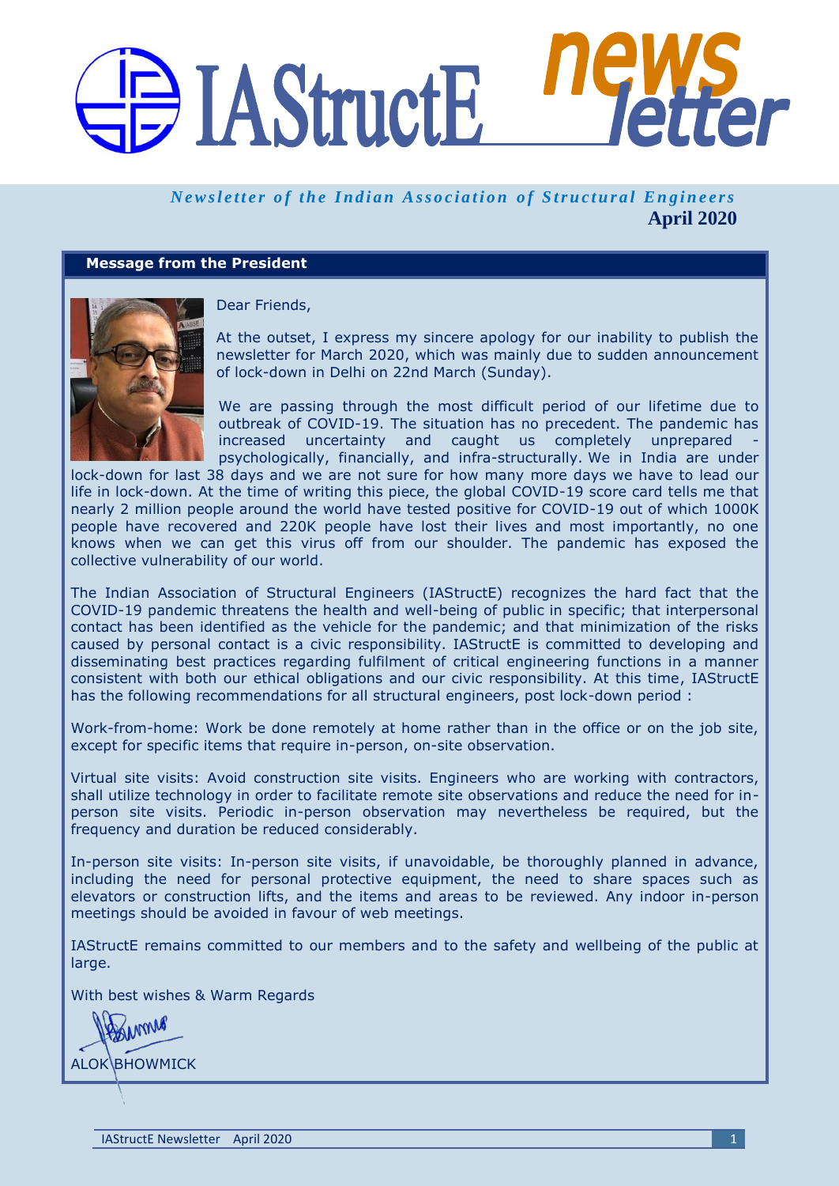# IAStructE newsletter

*Newsletter of the Indian Association of Structural Engineers*

**April 2020**

## Message from the President

Dear Friends,

At the outset, I express my sincere apology for our inability to publish the newsletter for March 2020, which was mainly due to sudden announcement of lock-down in Delhi on 22nd March (Sunday).

We are passing through the most difficult period of our lifetime due to outbreak of COVID-19. The situation has no precedent. The pandemic has increased uncertainty and caught us completely unprepared - psychologically, financially, and infra-structurally. We in India are under lock-down for last 38 days and we are not sure for how many more days we have to lead our life in lock-down. At the time of writing this piece, the global COVID-19 score card tells me that nearly 2 million people around the world have tested positive for COVID-19 out of which 1000K people have recovered and 220K people have lost their lives and most importantly, no one knows when we can get this virus off from our shoulder. The pandemic has exposed the collective vulnerability of our world.

The Indian Association of Structural Engineers (IAStructE) recognizes the hard fact that the COVID-19 pandemic threatens the health and well-being of public in specific; that interpersonal contact has been identified as the vehicle for the pandemic; and that minimization of the risks caused by personal contact is a civic responsibility. IAStructE is committed to developing and disseminating best practices regarding fulfilment of critical engineering functions in a manner consistent with both our ethical obligations and our civic responsibility. At this time, IAStructE has the following recommendations for all structural engineers, post lock-down period :

Work-from-home: Work be done remotely at home rather than in the office or on the job site, except for specific items that require in-person, on-site observation.

Virtual site visits: Avoid construction site visits. Engineers who are working with contractors, shall utilize technology in order to facilitate remote site observations and reduce the need for in-person site visits. Periodic in-person observation may nevertheless be required, but the frequency and duration be reduced considerably.

In-person site visits: In-person site visits, if unavoidable, be thoroughly planned in advance, including the need for personal protective equipment, the need to share spaces such as elevators or construction lifts, and the items and areas to be reviewed. Any indoor in-person meetings should be avoided in favour of web meetings.

IAStructE remains committed to our members and to the safety and wellbeing of the public at large.

With best wishes & Warm Regards

ALOK BHOWMICK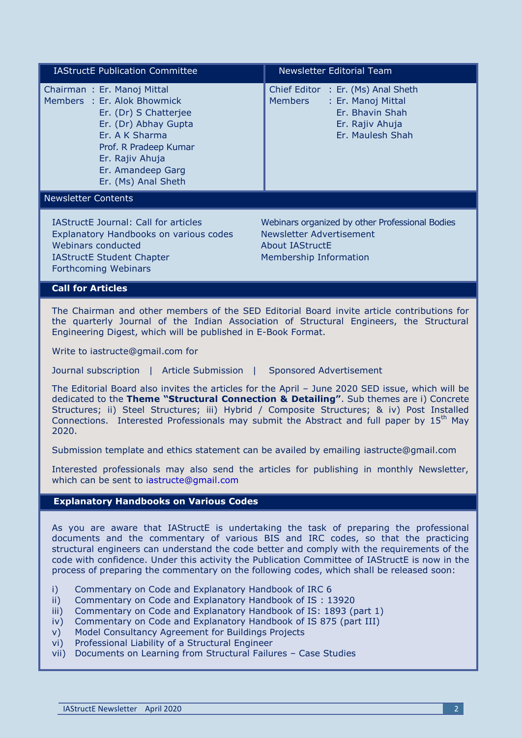| IAStructE Publication Committee | Newsletter Editorial Team |
|---|---|
| Chairman : Er. Manoj Mittal<br>Members : Er. Alok Bhowmick<br>Er. (Dr) S Chatterjee<br>Er. (Dr) Abhay Gupta<br>Er. A K Sharma<br>Prof. R Pradeep Kumar<br>Er. Rajiv Ahuja<br>Er. Amandeep Garg<br>Er. (Ms) Anal Sheth | Chief Editor : Er. (Ms) Anal Sheth<br>Members : Er. Manoj Mittal<br>Er. Bhavin Shah<br>Er. Rajiv Ahuja<br>Er. Maulesh Shah |

## Newsletter Contents

- IAStructE Journal: Call for articles
- Explanatory Handbooks on various codes
- Webinars conducted
- IAStructE Student Chapter
- Forthcoming Webinars
- Webinars organized by other Professional Bodies
- Newsletter Advertisement
- About IAStructE
- Membership Information

## Call for Articles

The Chairman and other members of the SED Editorial Board invite article contributions for the quarterly Journal of the Indian Association of Structural Engineers, the Structural Engineering Digest, which will be published in E-Book Format.

Write to iastructe@gmail.com for

Journal subscription | Article Submission | Sponsored Advertisement

The Editorial Board also invites the articles for the April – June 2020 SED issue, which will be dedicated to the **Theme "Structural Connection & Detailing"**. Sub themes are i) Concrete Structures; ii) Steel Structures; iii) Hybrid / Composite Structures; & iv) Post Installed Connections. Interested Professionals may submit the Abstract and full paper by 15th May 2020.

Submission template and ethics statement can be availed by emailing iastructe@gmail.com

Interested professionals may also send the articles for publishing in monthly Newsletter, which can be sent to iastructe@gmail.com

## Explanatory Handbooks on Various Codes

As you are aware that IAStructE is undertaking the task of preparing the professional documents and the commentary of various BIS and IRC codes, so that the practicing structural engineers can understand the code better and comply with the requirements of the code with confidence. Under this activity the Publication Committee of IAStructE is now in the process of preparing the commentary on the following codes, which shall be released soon:

i) Commentary on Code and Explanatory Handbook of IRC 6
ii) Commentary on Code and Explanatory Handbook of IS : 13920
iii) Commentary on Code and Explanatory Handbook of IS: 1893 (part 1)
iv) Commentary on Code and Explanatory Handbook of IS 875 (part III)
v) Model Consultancy Agreement for Buildings Projects
vi) Professional Liability of a Structural Engineer
vii) Documents on Learning from Structural Failures – Case Studies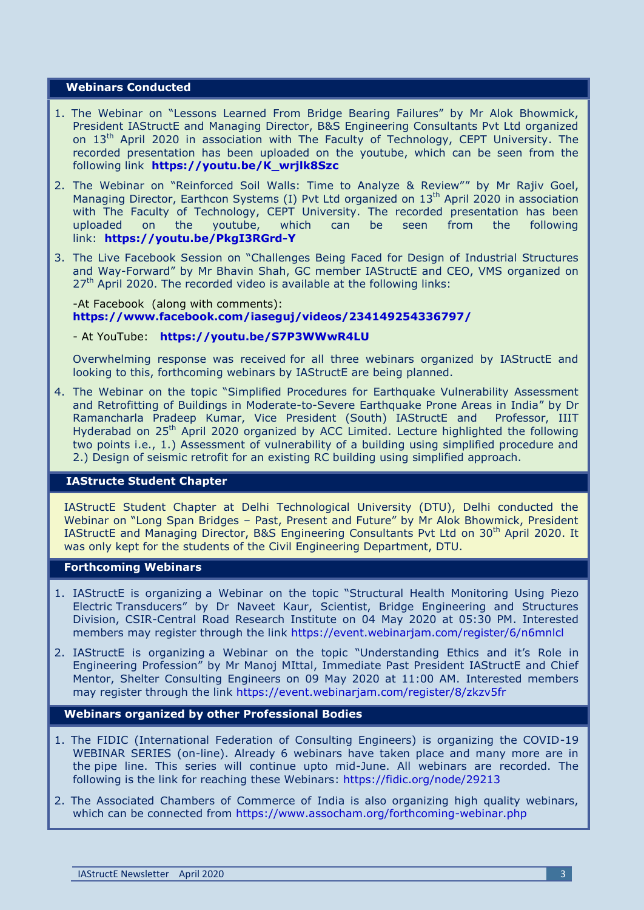## Webinars Conducted

1. The Webinar on "Lessons Learned From Bridge Bearing Failures" by Mr Alok Bhowmick, President IAStructE and Managing Director, B&S Engineering Consultants Pvt Ltd organized on 13th April 2020 in association with The Faculty of Technology, CEPT University. The recorded presentation has been uploaded on the youtube, which can be seen from the following link **https://youtu.be/K_wrjlk8Szc**

2. The Webinar on "Reinforced Soil Walls: Time to Analyze & Review"" by Mr Rajiv Goel, Managing Director, Earthcon Systems (I) Pvt Ltd organized on 13th April 2020 in association with The Faculty of Technology, CEPT University. The recorded presentation has been uploaded on the youtube, which can be seen from the following link: **https://youtu.be/PkgI3RGrd-Y**

3. The Live Facebook Session on "Challenges Being Faced for Design of Industrial Structures and Way-Forward" by Mr Bhavin Shah, GC member IAStructE and CEO, VMS organized on 27th April 2020. The recorded video is available at the following links:

   -At Facebook (along with comments): **https://www.facebook.com/iaseguj/videos/234149254336797/**

   - At YouTube: **https://youtu.be/S7P3WWwR4LU**

   Overwhelming response was received for all three webinars organized by IAStructE and looking to this, forthcoming webinars by IAStructE are being planned.

4. The Webinar on the topic "Simplified Procedures for Earthquake Vulnerability Assessment and Retrofitting of Buildings in Moderate-to-Severe Earthquake Prone Areas in India" by Dr Ramancharla Pradeep Kumar, Vice President (South) IAStructE and Professor, IIIT Hyderabad on 25th April 2020 organized by ACC Limited. Lecture highlighted the following two points i.e., 1.) Assessment of vulnerability of a building using simplified procedure and 2.) Design of seismic retrofit for an existing RC building using simplified approach.

## IAStructe Student Chapter

IAStructE Student Chapter at Delhi Technological University (DTU), Delhi conducted the Webinar on "Long Span Bridges – Past, Present and Future" by Mr Alok Bhowmick, President IAStructE and Managing Director, B&S Engineering Consultants Pvt Ltd on 30th April 2020. It was only kept for the students of the Civil Engineering Department, DTU.

## Forthcoming Webinars

1. IAStructE is organizing a Webinar on the topic "Structural Health Monitoring Using Piezo Electric Transducers" by Dr Naveet Kaur, Scientist, Bridge Engineering and Structures Division, CSIR-Central Road Research Institute on 04 May 2020 at 05:30 PM. Interested members may register through the link https://event.webinarjam.com/register/6/n6mnlcl

2. IAStructE is organizing a Webinar on the topic "Understanding Ethics and it's Role in Engineering Profession" by Mr Manoj MIttal, Immediate Past President IAStructE and Chief Mentor, Shelter Consulting Engineers on 09 May 2020 at 11:00 AM. Interested members may register through the link https://event.webinarjam.com/register/8/zkzv5fr

## Webinars organized by other Professional Bodies

1. The FIDIC (International Federation of Consulting Engineers) is organizing the COVID-19 WEBINAR SERIES (on-line). Already 6 webinars have taken place and many more are in the pipe line. This series will continue upto mid-June. All webinars are recorded. The following is the link for reaching these Webinars: https://fidic.org/node/29213

2. The Associated Chambers of Commerce of India is also organizing high quality webinars, which can be connected from https://www.assocham.org/forthcoming-webinar.php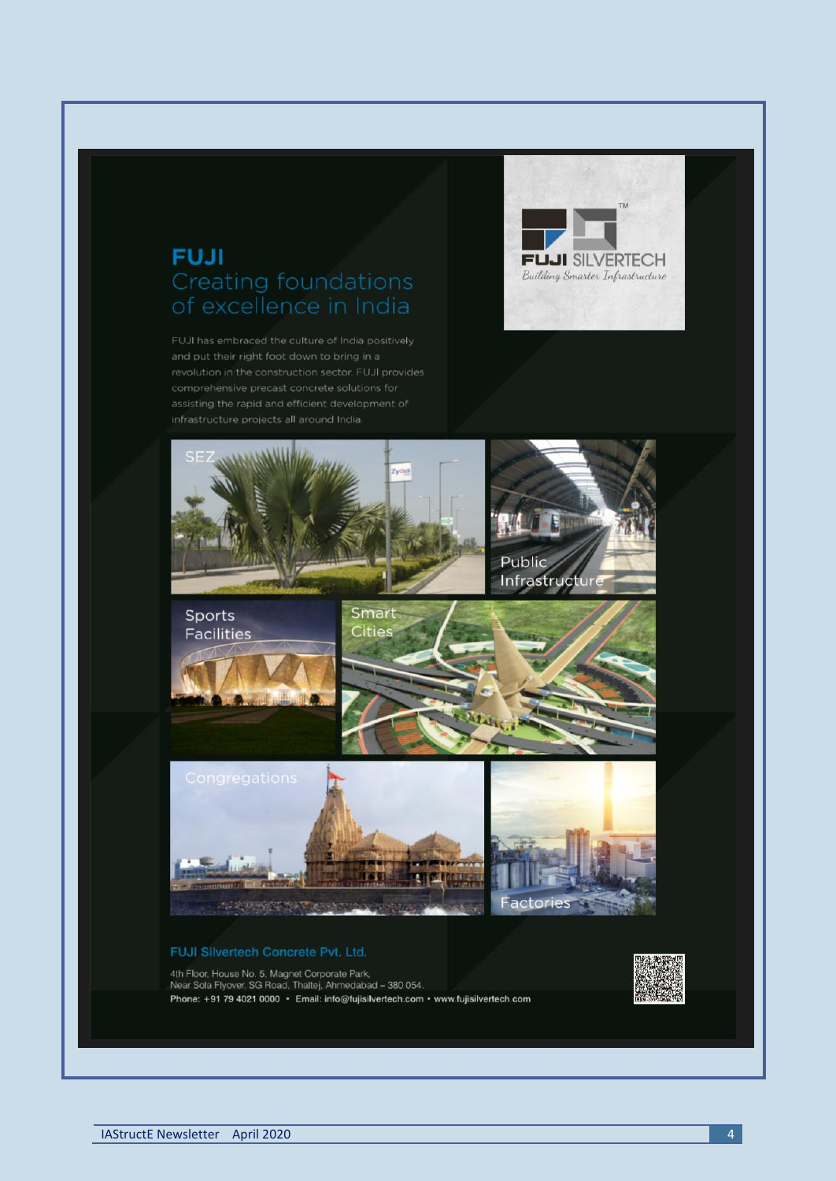# FUJI

## Creating foundations of excellence in India

FUJI SILVERTECH
*Building Smarter Infrastructure*

FUJI has embraced the culture of India positively and put their right foot down to bring in a revolution in the construction sector. FUJI provides comprehensive precast concrete solutions for assisting the rapid and efficient development of infrastructure projects all around India.

SEZ

Public Infrastructure

Sports Facilities

Smart Cities

Congregations

Factories

**FUJI Silvertech Concrete Pvt. Ltd.**

4th Floor, House No. 5, Magnet Corporate Park,
Near Sola Flyover, SG Road, Thaltej, Ahmedabad – 380 054.
Phone: +91 79 4021 0000 • Email: info@fujisilvertech.com • www.fujisilvertech.com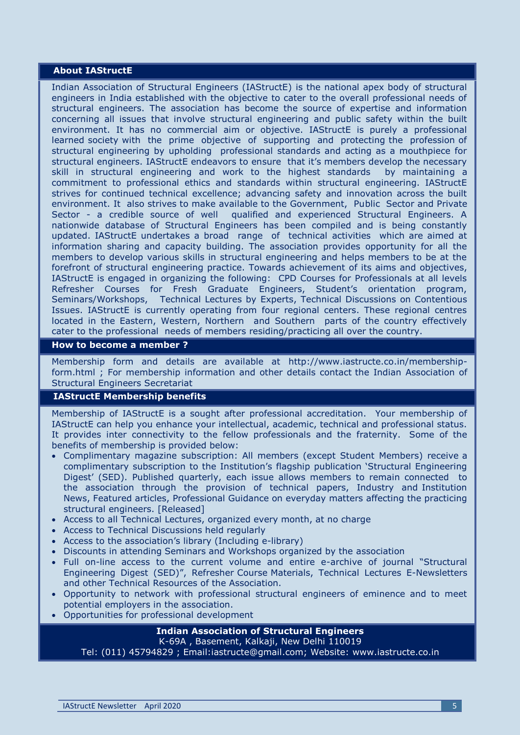## About IAStructE

Indian Association of Structural Engineers (IAStructE) is the national apex body of structural engineers in India established with the objective to cater to the overall professional needs of structural engineers. The association has become the source of expertise and information concerning all issues that involve structural engineering and public safety within the built environment. It has no commercial aim or objective. IAStructE is purely a professional learned society with the prime objective of supporting and protecting the profession of structural engineering by upholding professional standards and acting as a mouthpiece for structural engineers. IAStructE endeavors to ensure that it's members develop the necessary skill in structural engineering and work to the highest standards by maintaining a commitment to professional ethics and standards within structural engineering. IAStructE strives for continued technical excellence; advancing safety and innovation across the built environment. It also strives to make available to the Government, Public Sector and Private Sector - a credible source of well qualified and experienced Structural Engineers. A nationwide database of Structural Engineers has been compiled and is being constantly updated. IAStructE undertakes a broad range of technical activities which are aimed at information sharing and capacity building. The association provides opportunity for all the members to develop various skills in structural engineering and helps members to be at the forefront of structural engineering practice. Towards achievement of its aims and objectives, IAStructE is engaged in organizing the following: CPD Courses for Professionals at all levels Refresher Courses for Fresh Graduate Engineers, Student's orientation program, Seminars/Workshops, Technical Lectures by Experts, Technical Discussions on Contentious Issues. IAStructE is currently operating from four regional centers. These regional centres located in the Eastern, Western, Northern and Southern parts of the country effectively cater to the professional needs of members residing/practicing all over the country.

## How to become a member ?

Membership form and details are available at http://www.iastructe.co.in/membership-form.html ; For membership information and other details contact the Indian Association of Structural Engineers Secretariat

## IAStructE Membership benefits

Membership of IAStructE is a sought after professional accreditation. Your membership of IAStructE can help you enhance your intellectual, academic, technical and professional status. It provides inter connectivity to the fellow professionals and the fraternity. Some of the benefits of membership is provided below:

- Complimentary magazine subscription: All members (except Student Members) receive a complimentary subscription to the Institution's flagship publication 'Structural Engineering Digest' (SED). Published quarterly, each issue allows members to remain connected to the association through the provision of technical papers, Industry and Institution News, Featured articles, Professional Guidance on everyday matters affecting the practicing structural engineers. [Released]
- Access to all Technical Lectures, organized every month, at no charge
- Access to Technical Discussions held regularly
- Access to the association's library (Including e-library)
- Discounts in attending Seminars and Workshops organized by the association
- Full on-line access to the current volume and entire e-archive of journal "Structural Engineering Digest (SED)", Refresher Course Materials, Technical Lectures E-Newsletters and other Technical Resources of the Association.
- Opportunity to network with professional structural engineers of eminence and to meet potential employers in the association.
- Opportunities for professional development

**Indian Association of Structural Engineers**
K-69A , Basement, Kalkaji, New Delhi 110019
Tel: (011) 45794829 ; Email:iastructe@gmail.com; Website: www.iastructe.co.in